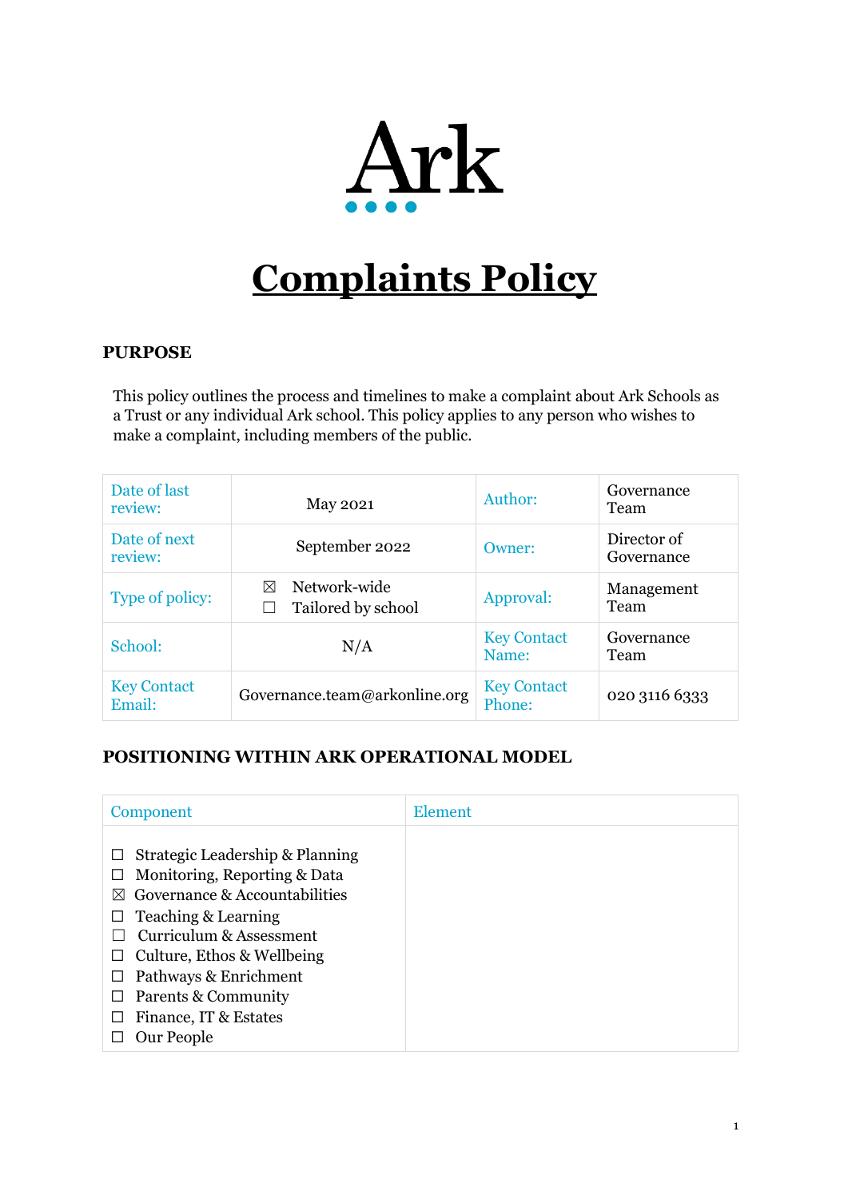Ark

# Complaints Policy

## PURPOSE

This policy outlines the process and timelines to make a complaint about Ark Schools as a Trust or any individual Ark school. This policy applies to any person who wishes to make a complaint, including members of the public.

| Date of last review: | May 2021 | Author: | Governance Team |
|---|---|---|---|
| Date of next review: | September 2022 | Owner: | Director of Governance |
| Type of policy: | ☒ Network-wide<br>☐ Tailored by school | Approval: | Management Team |
| School: | N/A | Key Contact Name: | Governance Team |
| Key Contact Email: | Governance.team@arkonline.org | Key Contact Phone: | 020 3116 6333 |

## POSITIONING WITHIN ARK OPERATIONAL MODEL

| Component | Element |
|---|---|
| ☐ Strategic Leadership & Planning<br>☐ Monitoring, Reporting & Data<br>☒ Governance & Accountabilities<br>☐ Teaching & Learning<br>☐ Curriculum & Assessment<br>☐ Culture, Ethos & Wellbeing<br>☐ Pathways & Enrichment<br>☐ Parents & Community<br>☐ Finance, IT & Estates<br>☐ Our People | |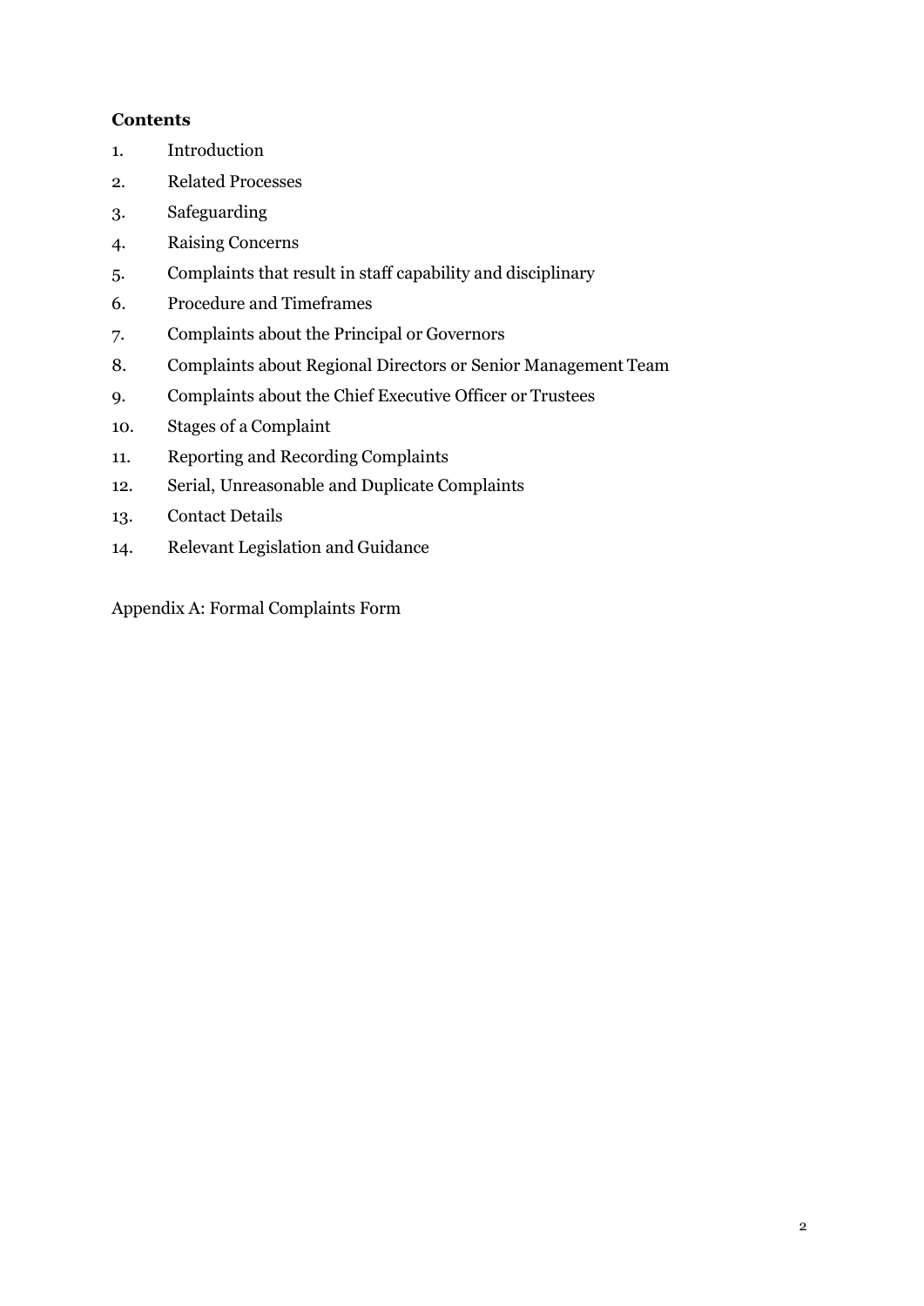**Contents**

1. Introduction
2. Related Processes
3. Safeguarding
4. Raising Concerns
5. Complaints that result in staff capability and disciplinary
6. Procedure and Timeframes
7. Complaints about the Principal or Governors
8. Complaints about Regional Directors or Senior Management Team
9. Complaints about the Chief Executive Officer or Trustees
10. Stages of a Complaint
11. Reporting and Recording Complaints
12. Serial, Unreasonable and Duplicate Complaints
13. Contact Details
14. Relevant Legislation and Guidance

Appendix A: Formal Complaints Form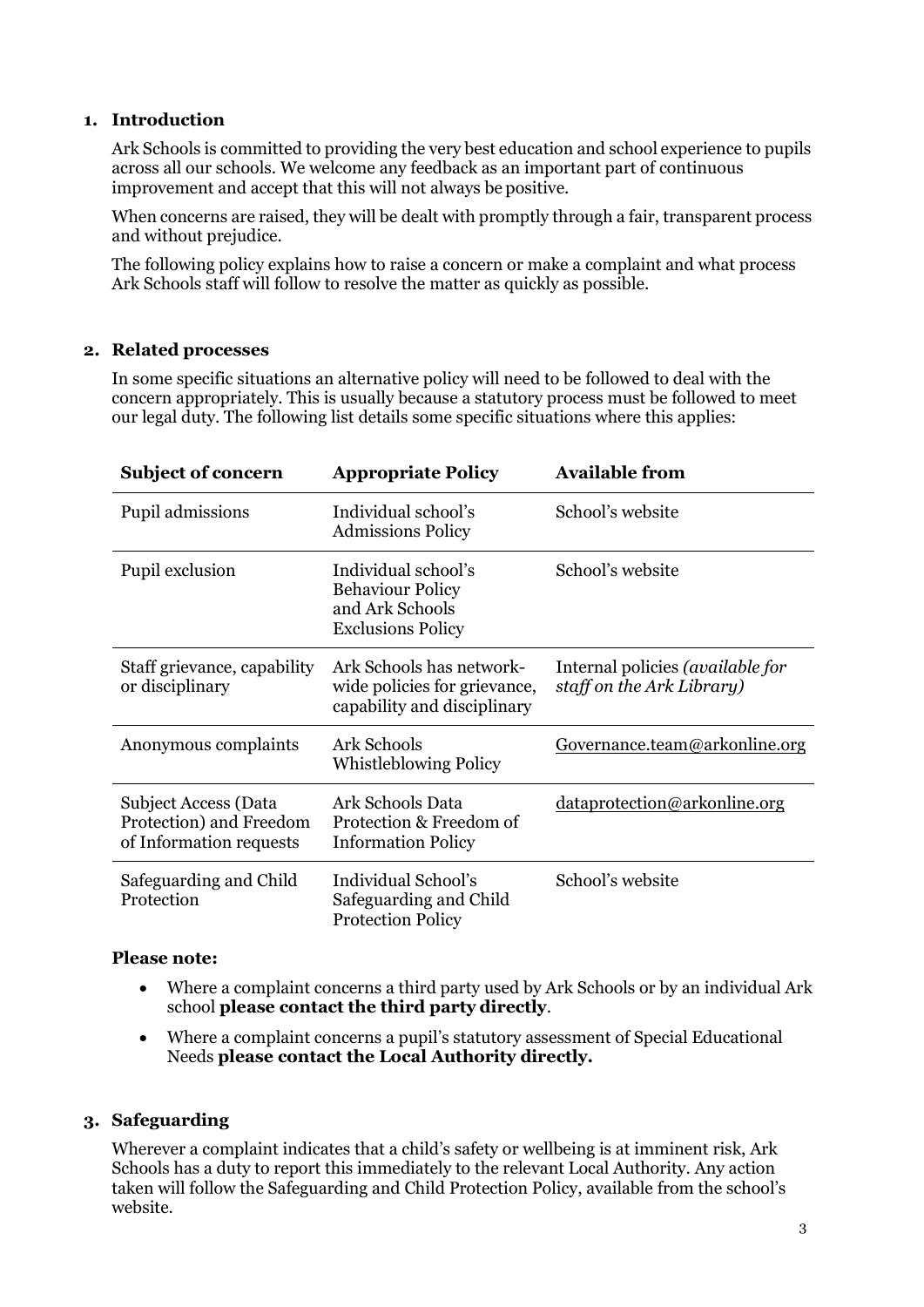## 1. Introduction

Ark Schools is committed to providing the very best education and school experience to pupils across all our schools. We welcome any feedback as an important part of continuous improvement and accept that this will not always be positive.

When concerns are raised, they will be dealt with promptly through a fair, transparent process and without prejudice.

The following policy explains how to raise a concern or make a complaint and what process Ark Schools staff will follow to resolve the matter as quickly as possible.

## 2. Related processes

In some specific situations an alternative policy will need to be followed to deal with the concern appropriately. This is usually because a statutory process must be followed to meet our legal duty. The following list details some specific situations where this applies:

| Subject of concern | Appropriate Policy | Available from |
|---|---|---|
| Pupil admissions | Individual school's Admissions Policy | School's website |
| Pupil exclusion | Individual school's Behaviour Policy and Ark Schools Exclusions Policy | School's website |
| Staff grievance, capability or disciplinary | Ark Schools has network-wide policies for grievance, capability and disciplinary | Internal policies *(available for staff on the Ark Library)* |
| Anonymous complaints | Ark Schools Whistleblowing Policy | Governance.team@arkonline.org |
| Subject Access (Data Protection) and Freedom of Information requests | Ark Schools Data Protection & Freedom of Information Policy | dataprotection@arkonline.org |
| Safeguarding and Child Protection | Individual School's Safeguarding and Child Protection Policy | School's website |

**Please note:**

- Where a complaint concerns a third party used by Ark Schools or by an individual Ark school **please contact the third party directly**.
- Where a complaint concerns a pupil's statutory assessment of Special Educational Needs **please contact the Local Authority directly.**

## 3. Safeguarding

Wherever a complaint indicates that a child's safety or wellbeing is at imminent risk, Ark Schools has a duty to report this immediately to the relevant Local Authority. Any action taken will follow the Safeguarding and Child Protection Policy, available from the school's website.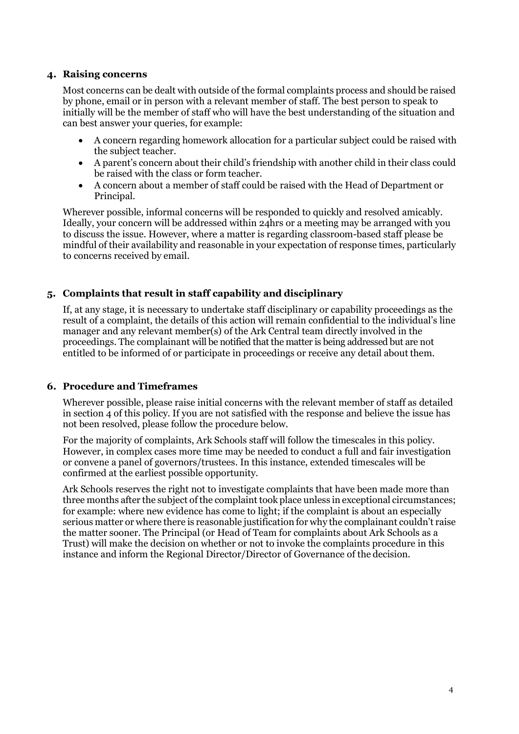## 4. Raising concerns

Most concerns can be dealt with outside of the formal complaints process and should be raised by phone, email or in person with a relevant member of staff. The best person to speak to initially will be the member of staff who will have the best understanding of the situation and can best answer your queries, for example:

- A concern regarding homework allocation for a particular subject could be raised with the subject teacher.
- A parent's concern about their child's friendship with another child in their class could be raised with the class or form teacher.
- A concern about a member of staff could be raised with the Head of Department or Principal.

Wherever possible, informal concerns will be responded to quickly and resolved amicably. Ideally, your concern will be addressed within 24hrs or a meeting may be arranged with you to discuss the issue. However, where a matter is regarding classroom-based staff please be mindful of their availability and reasonable in your expectation of response times, particularly to concerns received by email.

## 5. Complaints that result in staff capability and disciplinary

If, at any stage, it is necessary to undertake staff disciplinary or capability proceedings as the result of a complaint, the details of this action will remain confidential to the individual's line manager and any relevant member(s) of the Ark Central team directly involved in the proceedings. The complainant will be notified that the matter is being addressed but are not entitled to be informed of or participate in proceedings or receive any detail about them.

## 6. Procedure and Timeframes

Wherever possible, please raise initial concerns with the relevant member of staff as detailed in section 4 of this policy. If you are not satisfied with the response and believe the issue has not been resolved, please follow the procedure below.

For the majority of complaints, Ark Schools staff will follow the timescales in this policy. However, in complex cases more time may be needed to conduct a full and fair investigation or convene a panel of governors/trustees. In this instance, extended timescales will be confirmed at the earliest possible opportunity.

Ark Schools reserves the right not to investigate complaints that have been made more than three months after the subject of the complaint took place unless in exceptional circumstances; for example: where new evidence has come to light; if the complaint is about an especially serious matter or where there is reasonable justification for why the complainant couldn't raise the matter sooner. The Principal (or Head of Team for complaints about Ark Schools as a Trust) will make the decision on whether or not to invoke the complaints procedure in this instance and inform the Regional Director/Director of Governance of the decision.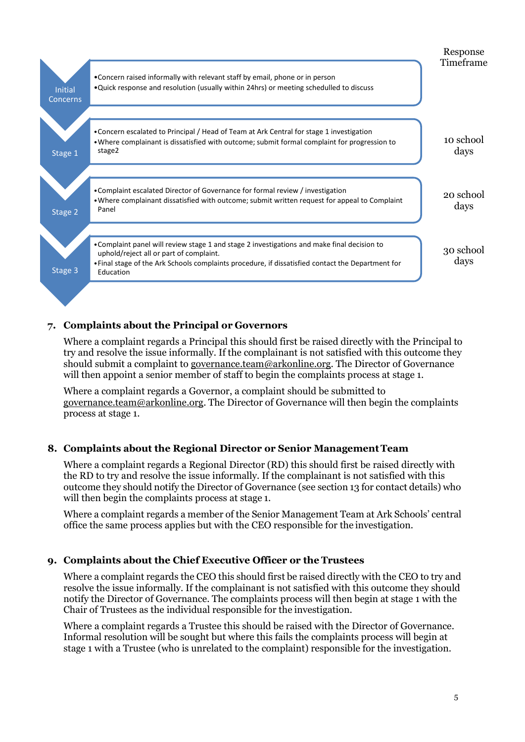| Stage | Description | Response Timeframe |
|---|---|---|
| Initial Concerns | • Concern raised informally with relevant staff by email, phone or in person<br>• Quick response and resolution (usually within 24hrs) or meeting schedulled to discuss | |
| Stage 1 | • Concern escalated to Principal / Head of Team at Ark Central for stage 1 investigation<br>• Where complainant is dissatisfied with outcome; submit formal complaint for progression to stage2 | 10 school days |
| Stage 2 | • Complaint escalated Director of Governance for formal review / investigation<br>• Where complainant dissatisfied with outcome; submit written request for appeal to Complaint Panel | 20 school days |
| Stage 3 | • Complaint panel will review stage 1 and stage 2 investigations and make final decision to uphold/reject all or part of complaint.<br>• Final stage of the Ark Schools complaints procedure, if dissatisfied contact the Department for Education | 30 school days |

## 7. Complaints about the Principal or Governors

Where a complaint regards a Principal this should first be raised directly with the Principal to try and resolve the issue informally. If the complainant is not satisfied with this outcome they should submit a complaint to governance.team@arkonline.org. The Director of Governance will then appoint a senior member of staff to begin the complaints process at stage 1.

Where a complaint regards a Governor, a complaint should be submitted to governance.team@arkonline.org. The Director of Governance will then begin the complaints process at stage 1.

## 8. Complaints about the Regional Director or Senior Management Team

Where a complaint regards a Regional Director (RD) this should first be raised directly with the RD to try and resolve the issue informally. If the complainant is not satisfied with this outcome they should notify the Director of Governance (see section 13 for contact details) who will then begin the complaints process at stage 1.

Where a complaint regards a member of the Senior Management Team at Ark Schools' central office the same process applies but with the CEO responsible for the investigation.

## 9. Complaints about the Chief Executive Officer or the Trustees

Where a complaint regards the CEO this should first be raised directly with the CEO to try and resolve the issue informally. If the complainant is not satisfied with this outcome they should notify the Director of Governance. The complaints process will then begin at stage 1 with the Chair of Trustees as the individual responsible for the investigation.

Where a complaint regards a Trustee this should be raised with the Director of Governance. Informal resolution will be sought but where this fails the complaints process will begin at stage 1 with a Trustee (who is unrelated to the complaint) responsible for the investigation.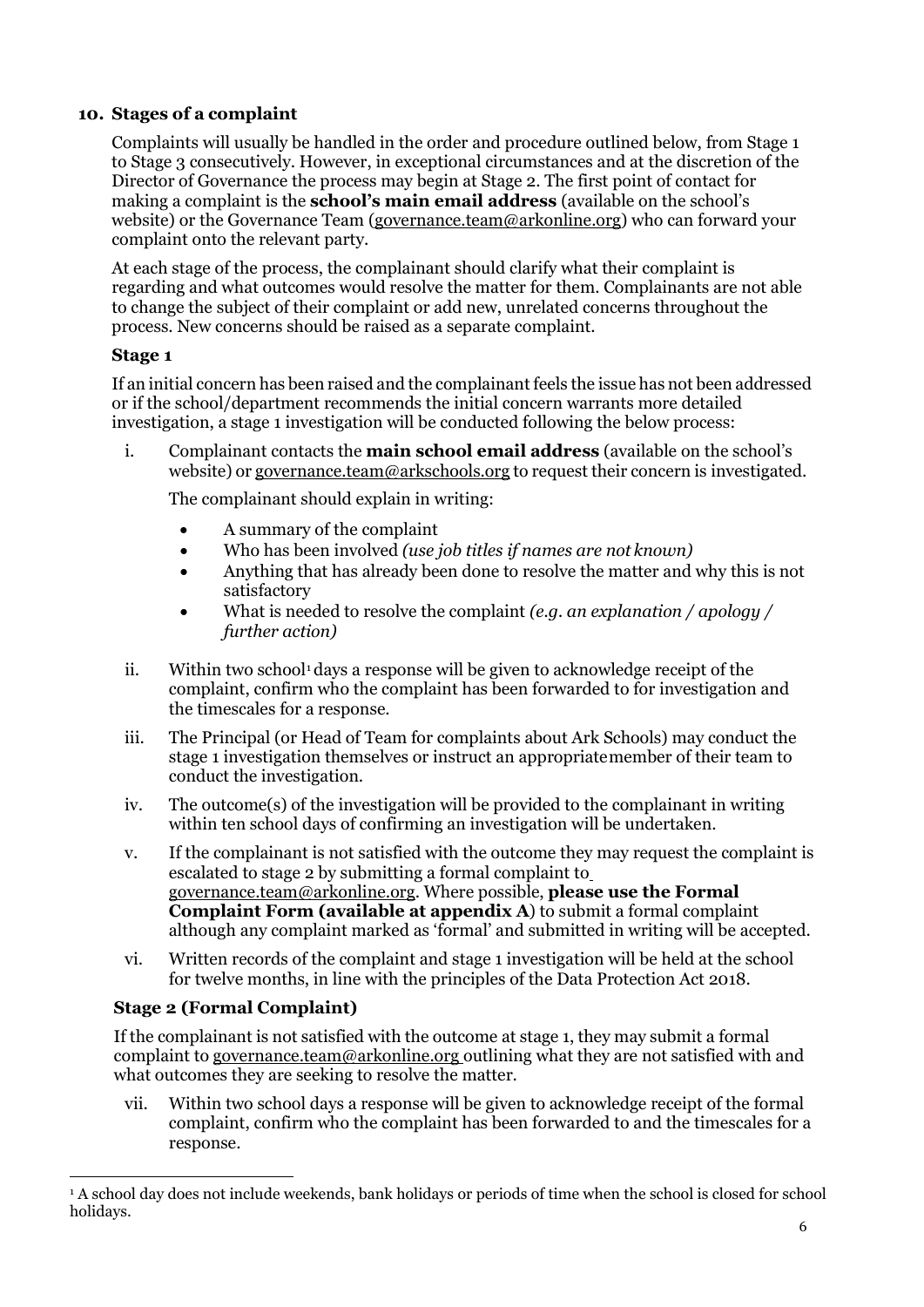**10. Stages of a complaint**

Complaints will usually be handled in the order and procedure outlined below, from Stage 1 to Stage 3 consecutively. However, in exceptional circumstances and at the discretion of the Director of Governance the process may begin at Stage 2. The first point of contact for making a complaint is the **school's main email address** (available on the school's website) or the Governance Team (governance.team@arkonline.org) who can forward your complaint onto the relevant party.

At each stage of the process, the complainant should clarify what their complaint is regarding and what outcomes would resolve the matter for them. Complainants are not able to change the subject of their complaint or add new, unrelated concerns throughout the process. New concerns should be raised as a separate complaint.

**Stage 1**

If an initial concern has been raised and the complainant feels the issue has not been addressed or if the school/department recommends the initial concern warrants more detailed investigation, a stage 1 investigation will be conducted following the below process:

i. Complainant contacts the **main school email address** (available on the school's website) or governance.team@arkschools.org to request their concern is investigated.

   The complainant should explain in writing:

   - A summary of the complaint
   - Who has been involved *(use job titles if names are not known)*
   - Anything that has already been done to resolve the matter and why this is not satisfactory
   - What is needed to resolve the complaint *(e.g. an explanation / apology / further action)*

ii. Within two school[1] days a response will be given to acknowledge receipt of the complaint, confirm who the complaint has been forwarded to for investigation and the timescales for a response.

iii. The Principal (or Head of Team for complaints about Ark Schools) may conduct the stage 1 investigation themselves or instruct an appropriate member of their team to conduct the investigation.

iv. The outcome(s) of the investigation will be provided to the complainant in writing within ten school days of confirming an investigation will be undertaken.

v. If the complainant is not satisfied with the outcome they may request the complaint is escalated to stage 2 by submitting a formal complaint to governance.team@arkonline.org. Where possible, **please use the Formal Complaint Form (available at appendix A**) to submit a formal complaint although any complaint marked as 'formal' and submitted in writing will be accepted.

vi. Written records of the complaint and stage 1 investigation will be held at the school for twelve months, in line with the principles of the Data Protection Act 2018.

**Stage 2 (Formal Complaint)**

If the complainant is not satisfied with the outcome at stage 1, they may submit a formal complaint to governance.team@arkonline.org outlining what they are not satisfied with and what outcomes they are seeking to resolve the matter.

vii. Within two school days a response will be given to acknowledge receipt of the formal complaint, confirm who the complaint has been forwarded to and the timescales for a response.

---

[1] A school day does not include weekends, bank holidays or periods of time when the school is closed for school holidays.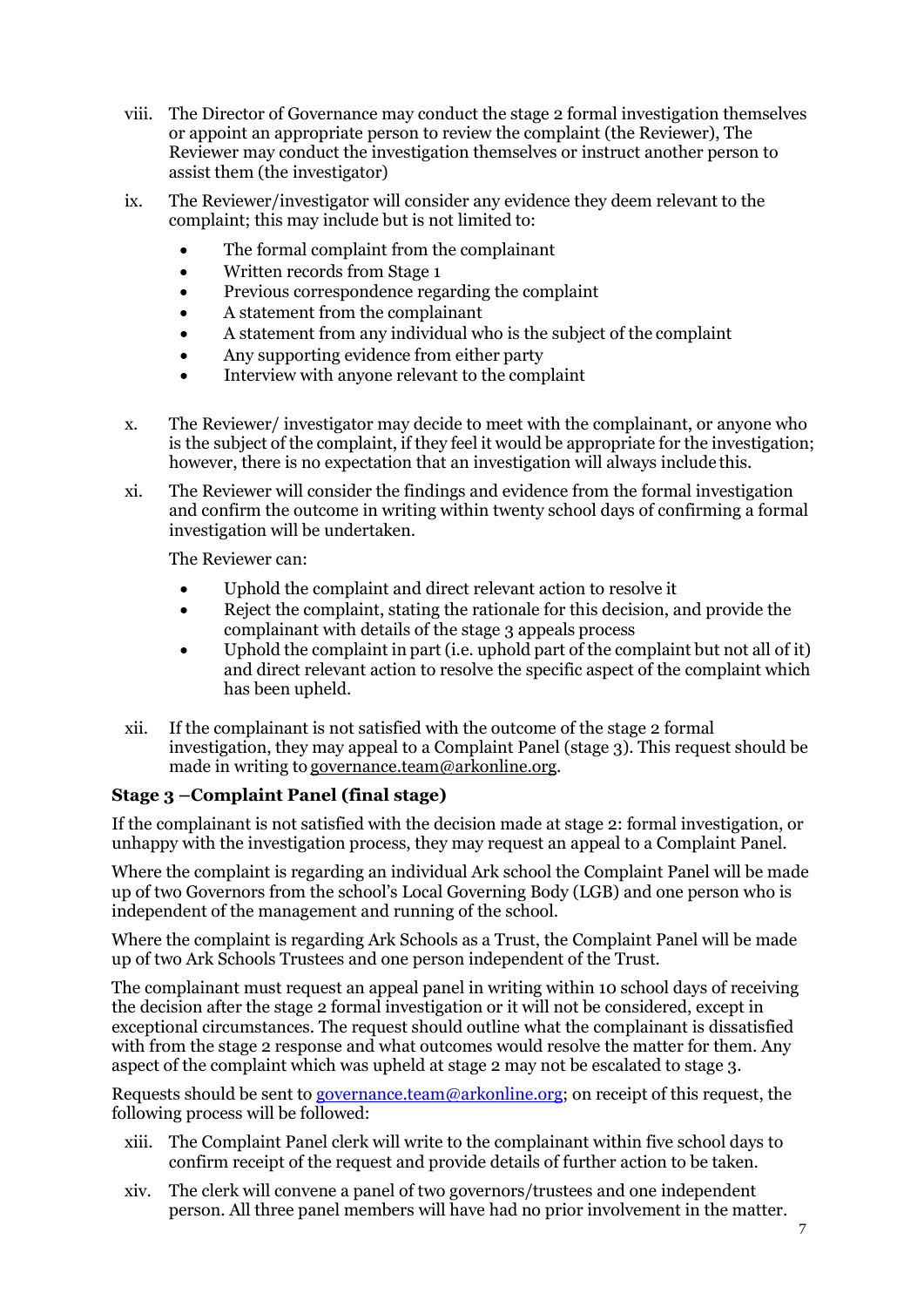viii. The Director of Governance may conduct the stage 2 formal investigation themselves or appoint an appropriate person to review the complaint (the Reviewer), The Reviewer may conduct the investigation themselves or instruct another person to assist them (the investigator)

ix. The Reviewer/investigator will consider any evidence they deem relevant to the complaint; this may include but is not limited to:

- The formal complaint from the complainant
- Written records from Stage 1
- Previous correspondence regarding the complaint
- A statement from the complainant
- A statement from any individual who is the subject of the complaint
- Any supporting evidence from either party
- Interview with anyone relevant to the complaint

x. The Reviewer/ investigator may decide to meet with the complainant, or anyone who is the subject of the complaint, if they feel it would be appropriate for the investigation; however, there is no expectation that an investigation will always include this.

xi. The Reviewer will consider the findings and evidence from the formal investigation and confirm the outcome in writing within twenty school days of confirming a formal investigation will be undertaken.

The Reviewer can:

- Uphold the complaint and direct relevant action to resolve it
- Reject the complaint, stating the rationale for this decision, and provide the complainant with details of the stage 3 appeals process
- Uphold the complaint in part (i.e. uphold part of the complaint but not all of it) and direct relevant action to resolve the specific aspect of the complaint which has been upheld.

xii. If the complainant is not satisfied with the outcome of the stage 2 formal investigation, they may appeal to a Complaint Panel (stage 3). This request should be made in writing to governance.team@arkonline.org.

**Stage 3 –Complaint Panel (final stage)**

If the complainant is not satisfied with the decision made at stage 2: formal investigation, or unhappy with the investigation process, they may request an appeal to a Complaint Panel.

Where the complaint is regarding an individual Ark school the Complaint Panel will be made up of two Governors from the school's Local Governing Body (LGB) and one person who is independent of the management and running of the school.

Where the complaint is regarding Ark Schools as a Trust, the Complaint Panel will be made up of two Ark Schools Trustees and one person independent of the Trust.

The complainant must request an appeal panel in writing within 10 school days of receiving the decision after the stage 2 formal investigation or it will not be considered, except in exceptional circumstances. The request should outline what the complainant is dissatisfied with from the stage 2 response and what outcomes would resolve the matter for them. Any aspect of the complaint which was upheld at stage 2 may not be escalated to stage 3.

Requests should be sent to governance.team@arkonline.org; on receipt of this request, the following process will be followed:

xiii. The Complaint Panel clerk will write to the complainant within five school days to confirm receipt of the request and provide details of further action to be taken.

xiv. The clerk will convene a panel of two governors/trustees and one independent person. All three panel members will have had no prior involvement in the matter.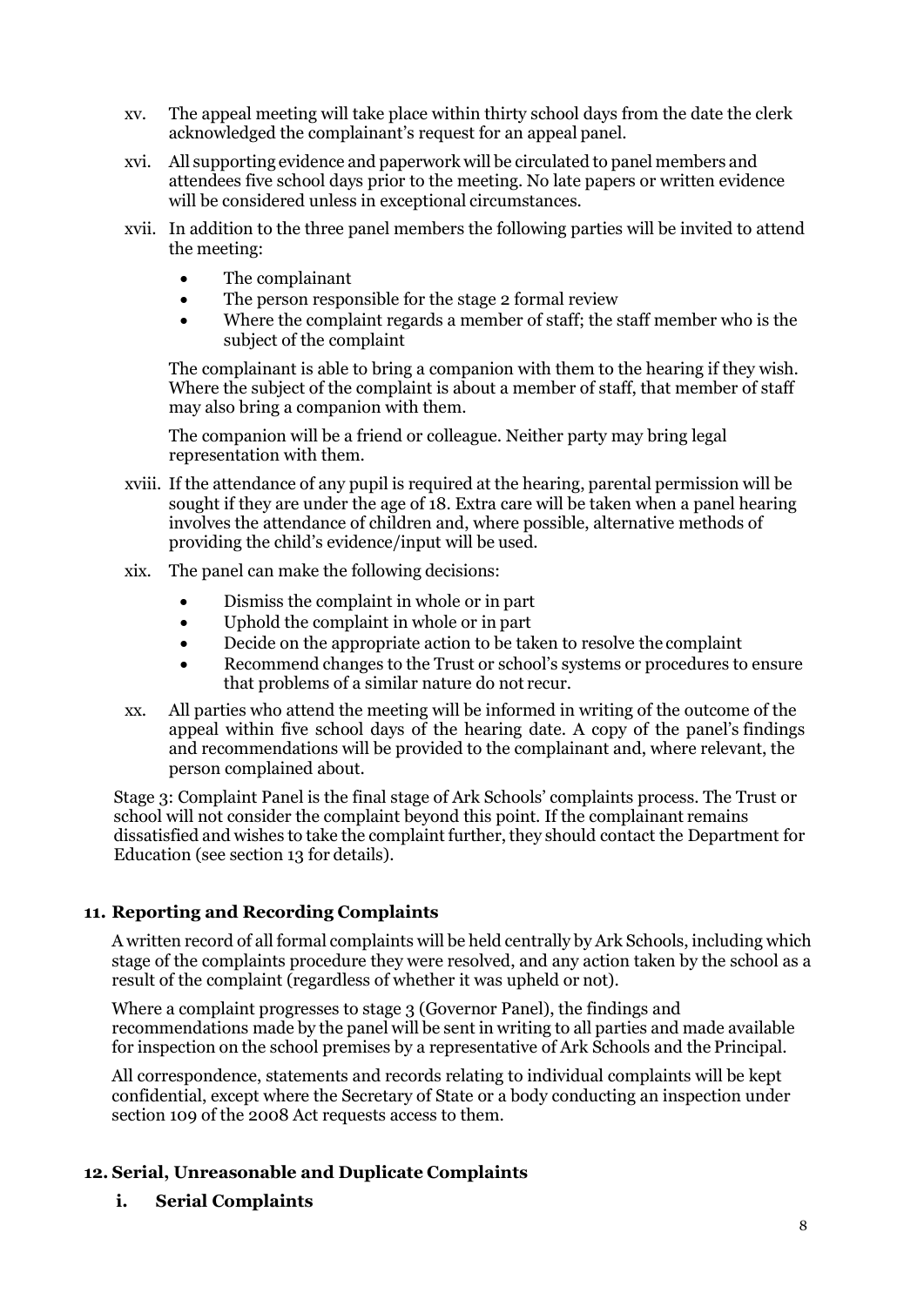xv. The appeal meeting will take place within thirty school days from the date the clerk acknowledged the complainant's request for an appeal panel.

xvi. All supporting evidence and paperwork will be circulated to panel members and attendees five school days prior to the meeting. No late papers or written evidence will be considered unless in exceptional circumstances.

xvii. In addition to the three panel members the following parties will be invited to attend the meeting:

- The complainant
- The person responsible for the stage 2 formal review
- Where the complaint regards a member of staff; the staff member who is the subject of the complaint

The complainant is able to bring a companion with them to the hearing if they wish. Where the subject of the complaint is about a member of staff, that member of staff may also bring a companion with them.

The companion will be a friend or colleague. Neither party may bring legal representation with them.

xviii. If the attendance of any pupil is required at the hearing, parental permission will be sought if they are under the age of 18. Extra care will be taken when a panel hearing involves the attendance of children and, where possible, alternative methods of providing the child's evidence/input will be used.

xix. The panel can make the following decisions:

- Dismiss the complaint in whole or in part
- Uphold the complaint in whole or in part
- Decide on the appropriate action to be taken to resolve the complaint
- Recommend changes to the Trust or school's systems or procedures to ensure that problems of a similar nature do not recur.

xx. All parties who attend the meeting will be informed in writing of the outcome of the appeal within five school days of the hearing date. A copy of the panel's findings and recommendations will be provided to the complainant and, where relevant, the person complained about.

Stage 3: Complaint Panel is the final stage of Ark Schools' complaints process. The Trust or school will not consider the complaint beyond this point. If the complainant remains dissatisfied and wishes to take the complaint further, they should contact the Department for Education (see section 13 for details).

## 11. Reporting and Recording Complaints

A written record of all formal complaints will be held centrally by Ark Schools, including which stage of the complaints procedure they were resolved, and any action taken by the school as a result of the complaint (regardless of whether it was upheld or not).

Where a complaint progresses to stage 3 (Governor Panel), the findings and recommendations made by the panel will be sent in writing to all parties and made available for inspection on the school premises by a representative of Ark Schools and the Principal.

All correspondence, statements and records relating to individual complaints will be kept confidential, except where the Secretary of State or a body conducting an inspection under section 109 of the 2008 Act requests access to them.

## 12. Serial, Unreasonable and Duplicate Complaints

### i. Serial Complaints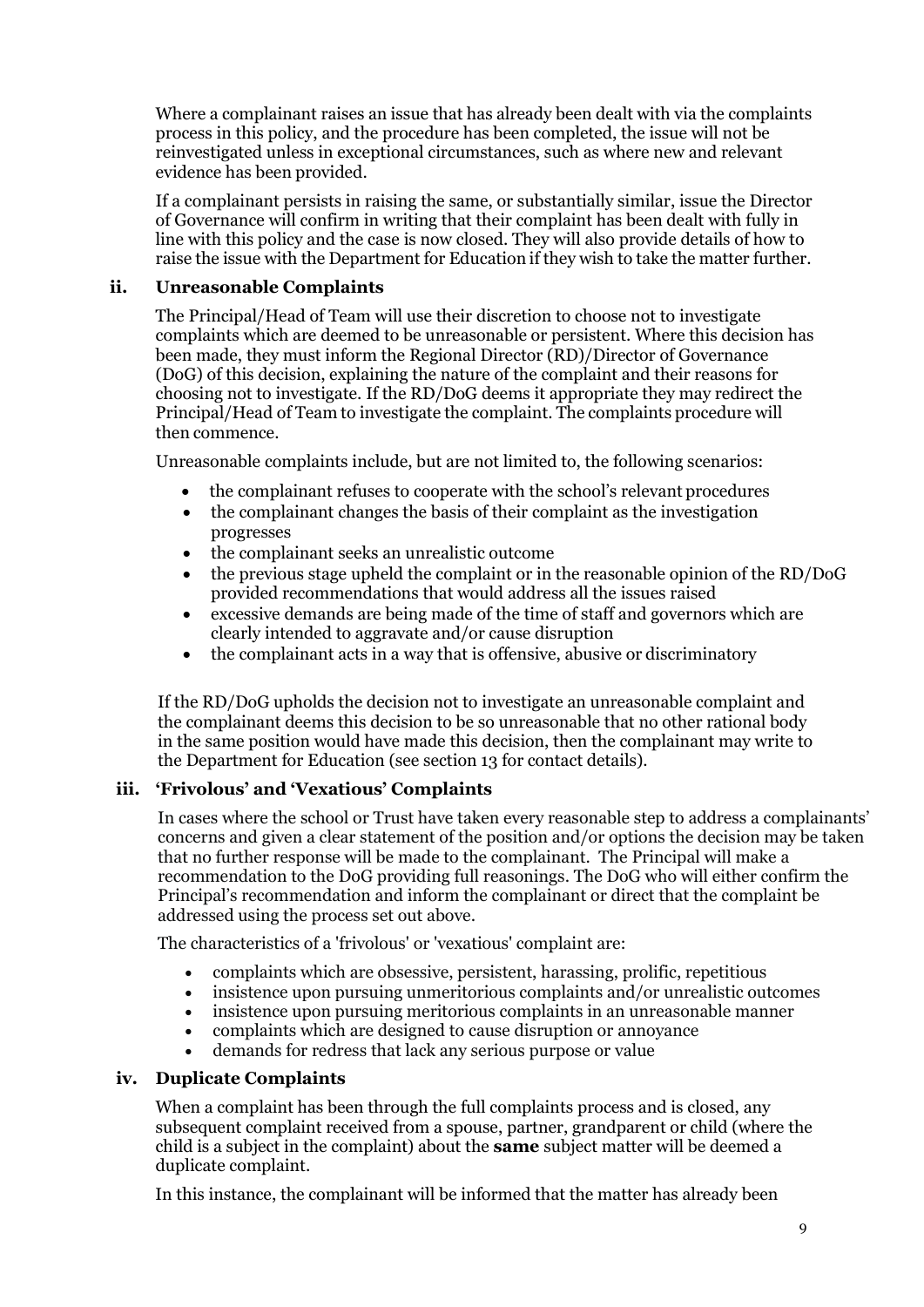Where a complainant raises an issue that has already been dealt with via the complaints process in this policy, and the procedure has been completed, the issue will not be reinvestigated unless in exceptional circumstances, such as where new and relevant evidence has been provided.

If a complainant persists in raising the same, or substantially similar, issue the Director of Governance will confirm in writing that their complaint has been dealt with fully in line with this policy and the case is now closed. They will also provide details of how to raise the issue with the Department for Education if they wish to take the matter further.

### ii. Unreasonable Complaints

The Principal/Head of Team will use their discretion to choose not to investigate complaints which are deemed to be unreasonable or persistent. Where this decision has been made, they must inform the Regional Director (RD)/Director of Governance (DoG) of this decision, explaining the nature of the complaint and their reasons for choosing not to investigate. If the RD/DoG deems it appropriate they may redirect the Principal/Head of Team to investigate the complaint. The complaints procedure will then commence.

Unreasonable complaints include, but are not limited to, the following scenarios:

- the complainant refuses to cooperate with the school's relevant procedures
- the complainant changes the basis of their complaint as the investigation progresses
- the complainant seeks an unrealistic outcome
- the previous stage upheld the complaint or in the reasonable opinion of the RD/DoG provided recommendations that would address all the issues raised
- excessive demands are being made of the time of staff and governors which are clearly intended to aggravate and/or cause disruption
- the complainant acts in a way that is offensive, abusive or discriminatory

If the RD/DoG upholds the decision not to investigate an unreasonable complaint and the complainant deems this decision to be so unreasonable that no other rational body in the same position would have made this decision, then the complainant may write to the Department for Education (see section 13 for contact details).

### iii. 'Frivolous' and 'Vexatious' Complaints

In cases where the school or Trust have taken every reasonable step to address a complainants' concerns and given a clear statement of the position and/or options the decision may be taken that no further response will be made to the complainant. The Principal will make a recommendation to the DoG providing full reasonings. The DoG who will either confirm the Principal's recommendation and inform the complainant or direct that the complaint be addressed using the process set out above.

The characteristics of a 'frivolous' or 'vexatious' complaint are:

- complaints which are obsessive, persistent, harassing, prolific, repetitious
- insistence upon pursuing unmeritorious complaints and/or unrealistic outcomes
- insistence upon pursuing meritorious complaints in an unreasonable manner
- complaints which are designed to cause disruption or annoyance
- demands for redress that lack any serious purpose or value

### iv. Duplicate Complaints

When a complaint has been through the full complaints process and is closed, any subsequent complaint received from a spouse, partner, grandparent or child (where the child is a subject in the complaint) about the **same** subject matter will be deemed a duplicate complaint.

In this instance, the complainant will be informed that the matter has already been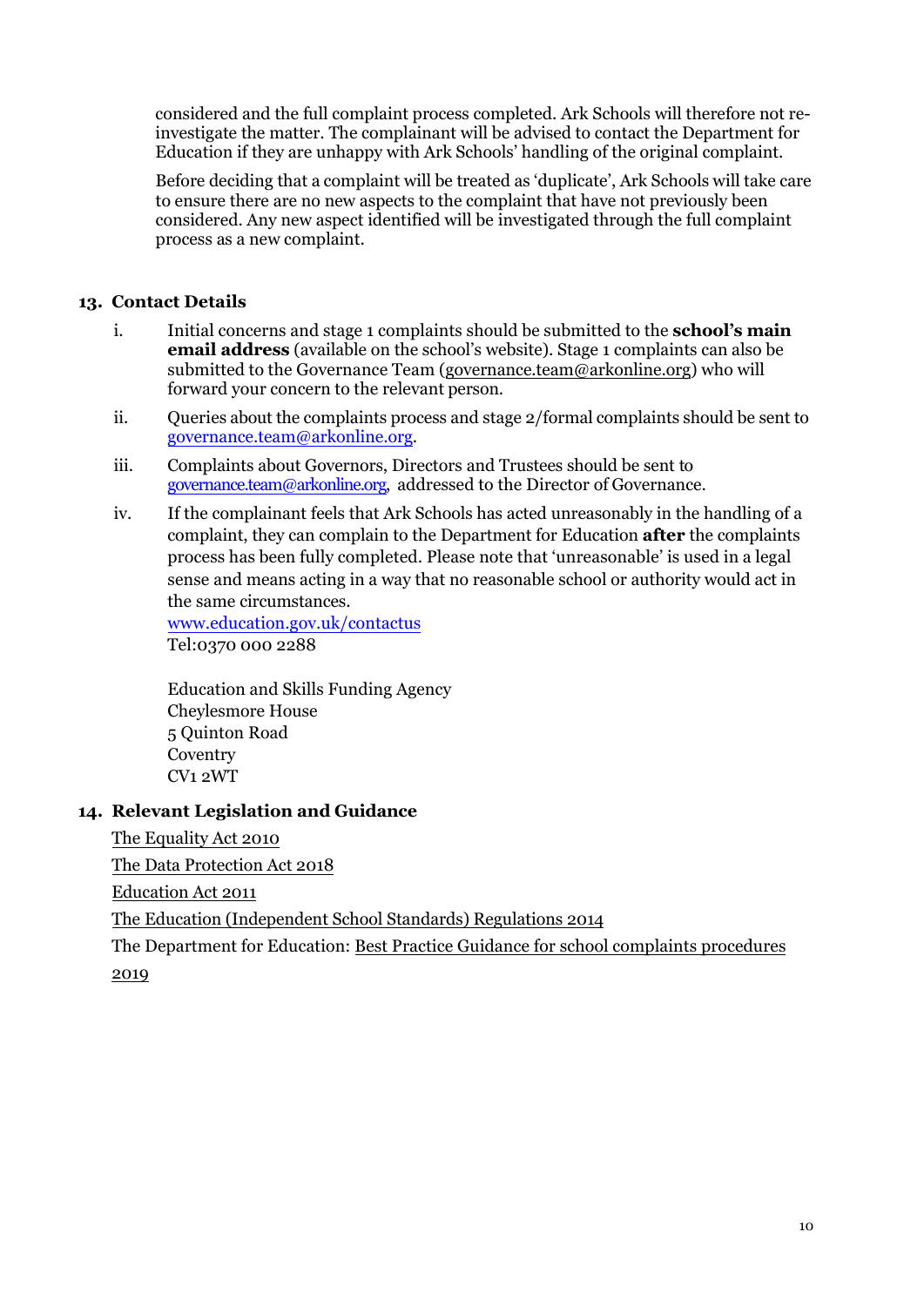considered and the full complaint process completed. Ark Schools will therefore not re-investigate the matter. The complainant will be advised to contact the Department for Education if they are unhappy with Ark Schools' handling of the original complaint.

Before deciding that a complaint will be treated as 'duplicate', Ark Schools will take care to ensure there are no new aspects to the complaint that have not previously been considered. Any new aspect identified will be investigated through the full complaint process as a new complaint.

## 13. Contact Details

i. Initial concerns and stage 1 complaints should be submitted to the **school's main email address** (available on the school's website). Stage 1 complaints can also be submitted to the Governance Team (governance.team@arkonline.org) who will forward your concern to the relevant person.

ii. Queries about the complaints process and stage 2/formal complaints should be sent to governance.team@arkonline.org.

iii. Complaints about Governors, Directors and Trustees should be sent to governance.team@arkonline.org, addressed to the Director of Governance.

iv. If the complainant feels that Ark Schools has acted unreasonably in the handling of a complaint, they can complain to the Department for Education **after** the complaints process has been fully completed. Please note that 'unreasonable' is used in a legal sense and means acting in a way that no reasonable school or authority would act in the same circumstances.
www.education.gov.uk/contactus
Tel:0370 000 2288

Education and Skills Funding Agency
Cheylesmore House
5 Quinton Road
Coventry
CV1 2WT

## 14. Relevant Legislation and Guidance

The Equality Act 2010

The Data Protection Act 2018

Education Act 2011

The Education (Independent School Standards) Regulations 2014

The Department for Education: Best Practice Guidance for school complaints procedures 2019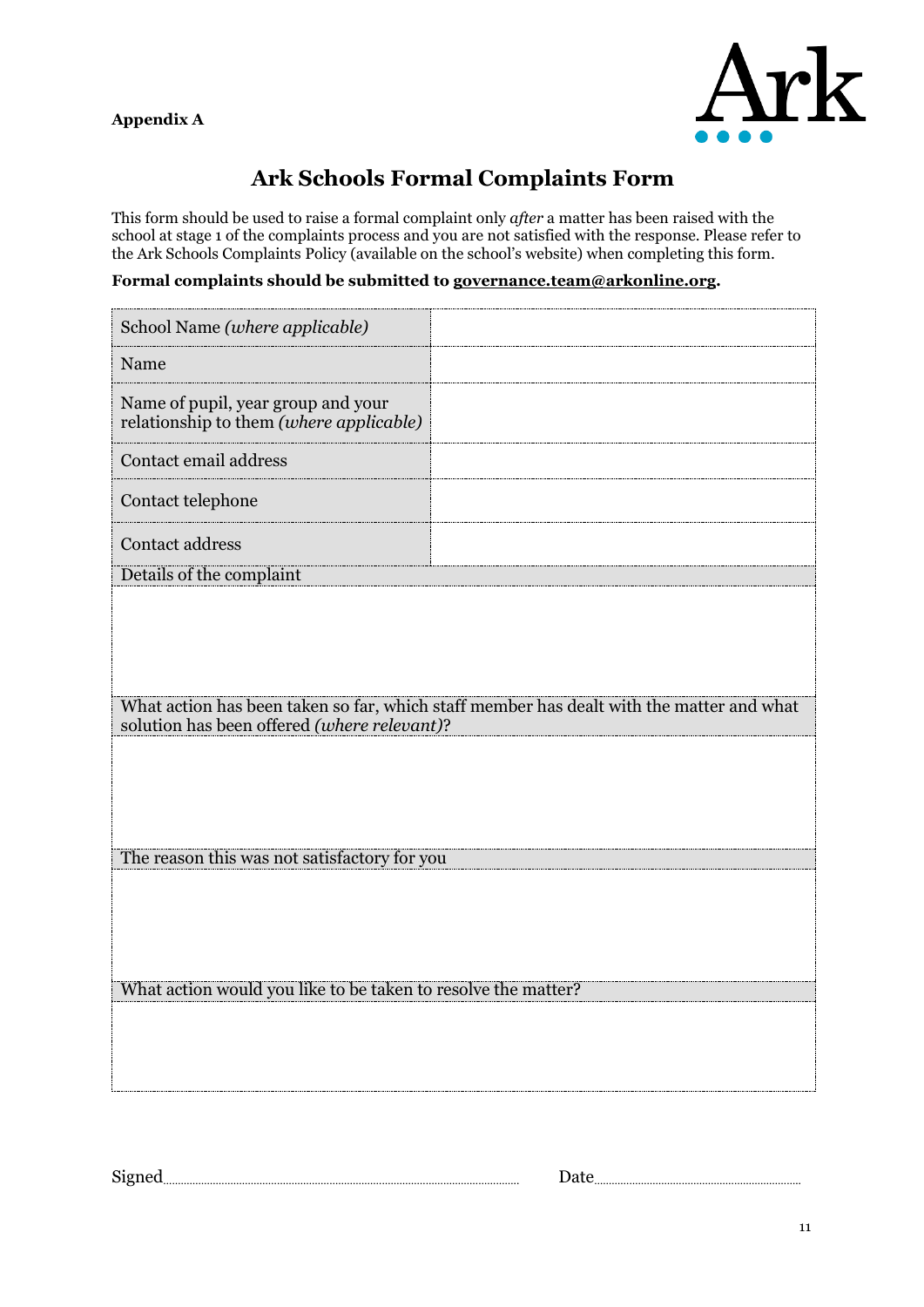**Appendix A**

# Ark Schools Formal Complaints Form

This form should be used to raise a formal complaint only *after* a matter has been raised with the school at stage 1 of the complaints process and you are not satisfied with the response. Please refer to the Ark Schools Complaints Policy (available on the school's website) when completing this form.

**Formal complaints should be submitted to governance.team@arkonline.org.**

| | |
|---|---|
| School Name *(where applicable)* | |
| Name | |
| Name of pupil, year group and your relationship to them *(where applicable)* | |
| Contact email address | |
| Contact telephone | |
| Contact address | |
| Details of the complaint | |
| | |
| What action has been taken so far, which staff member has dealt with the matter and what solution has been offered *(where relevant)*? | |
| | |
| The reason this was not satisfactory for you | |
| | |
| What action would you like to be taken to resolve the matter? | |
| | |

Signed.............................................................................. Date...............................................